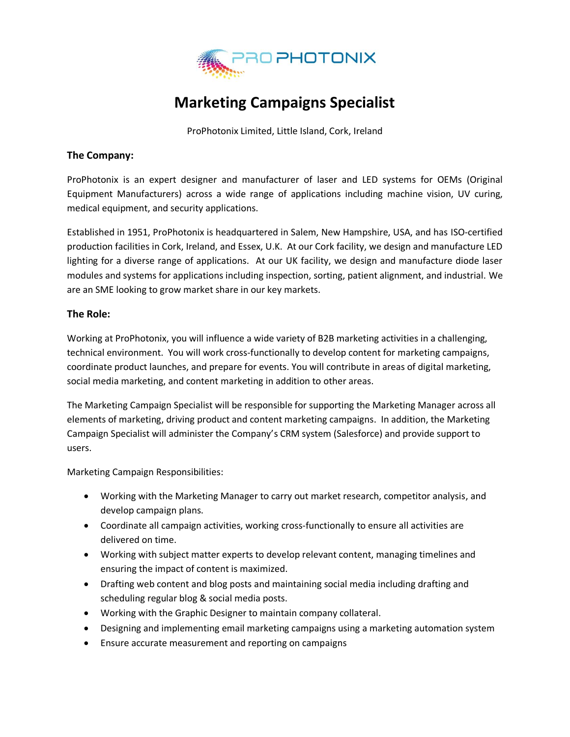# Marketing Campaigns Specialist

ProPhotonix Limited, Little Island, Cork, Ireland

**The Company:**

ProPhotonix is an expert designer and manufacturer of laser and LED systems for OEMs (Original Equipment Manufacturers) across a wide range of applications including machine vision, UV curing, medical equipment, and security applications.

Established in 1951, ProPhotonix is headquartered in Salem, New Hampshire, USA, and has ISO-certified production facilities in Cork, Ireland, and Essex, U.K. At our Cork facility, we design and manufacture LED lighting for a diverse range of applications. At our UK facility, we design and manufacture diode laser modules and systems for applications including inspection, sorting, patient alignment, and industrial. We are an SME looking to grow market share in our key markets.

**The Role:**

Working at ProPhotonix, you will influence a wide variety of B2B marketing activities in a challenging, technical environment. You will work cross-functionally to develop content for marketing campaigns, coordinate product launches, and prepare for events. You will contribute in areas of digital marketing, social media marketing, and content marketing in addition to other areas.

The Marketing Campaign Specialist will be responsible for supporting the Marketing Manager across all elements of marketing, driving product and content marketing campaigns. In addition, the Marketing Campaign Specialist will administer the Company's CRM system (Salesforce) and provide support to users.

Marketing Campaign Responsibilities:

- Working with the Marketing Manager to carry out market research, competitor analysis, and develop campaign plans.
- Coordinate all campaign activities, working cross-functionally to ensure all activities are delivered on time.
- Working with subject matter experts to develop relevant content, managing timelines and ensuring the impact of content is maximized.
- Drafting web content and blog posts and maintaining social media including drafting and scheduling regular blog & social media posts.
- Working with the Graphic Designer to maintain company collateral.
- Designing and implementing email marketing campaigns using a marketing automation system
- Ensure accurate measurement and reporting on campaigns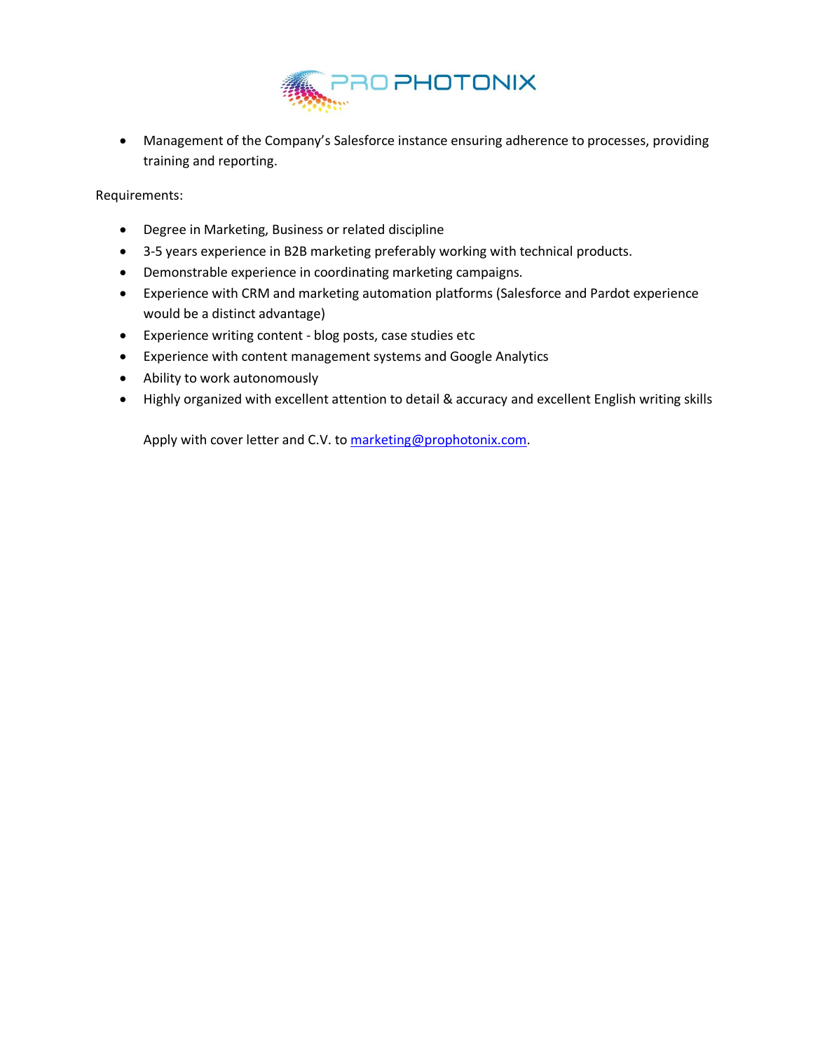- Management of the Company's Salesforce instance ensuring adherence to processes, providing training and reporting.

Requirements:

- Degree in Marketing, Business or related discipline
- 3-5 years experience in B2B marketing preferably working with technical products.
- Demonstrable experience in coordinating marketing campaigns.
- Experience with CRM and marketing automation platforms (Salesforce and Pardot experience would be a distinct advantage)
- Experience writing content - blog posts, case studies etc
- Experience with content management systems and Google Analytics
- Ability to work autonomously
- Highly organized with excellent attention to detail & accuracy and excellent English writing skills

Apply with cover letter and C.V. to marketing@prophotonix.com.